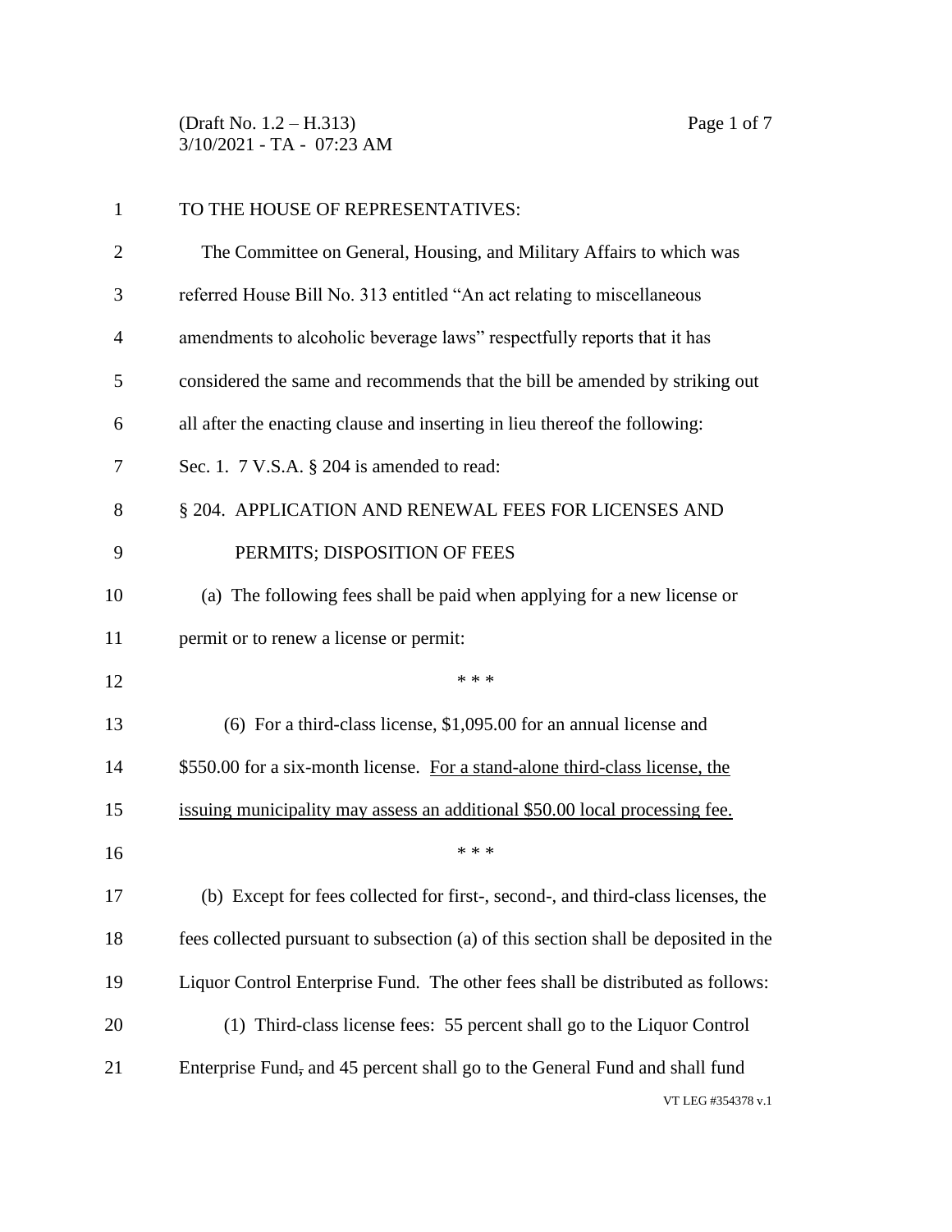TO THE HOUSE OF REPRESENTATIVES:

The Committee on General, Housing, and Military Affairs to which was referred House Bill No. 313 entitled "An act relating to miscellaneous amendments to alcoholic beverage laws" respectfully reports that it has considered the same and recommends that the bill be amended by striking out all after the enacting clause and inserting in lieu thereof the following:

Sec. 1. 7 V.S.A. § 204 is amended to read:

§ 204. APPLICATION AND RENEWAL FEES FOR LICENSES AND PERMITS; DISPOSITION OF FEES

(a) The following fees shall be paid when applying for a new license or permit or to renew a license or permit:

\* \* \*

(6) For a third-class license, $1,095.00 for an annual license and $550.00 for a six-month license. <u>For a stand-alone third-class license, the issuing municipality may assess an additional $50.00 local processing fee.</u>

\* \* \*

(b) Except for fees collected for first-, second-, and third-class licenses, the fees collected pursuant to subsection (a) of this section shall be deposited in the Liquor Control Enterprise Fund. The other fees shall be distributed as follows:

(1) Third-class license fees: 55 percent shall go to the Liquor Control Enterprise Fund~~,~~ and 45 percent shall go to the General Fund and shall fund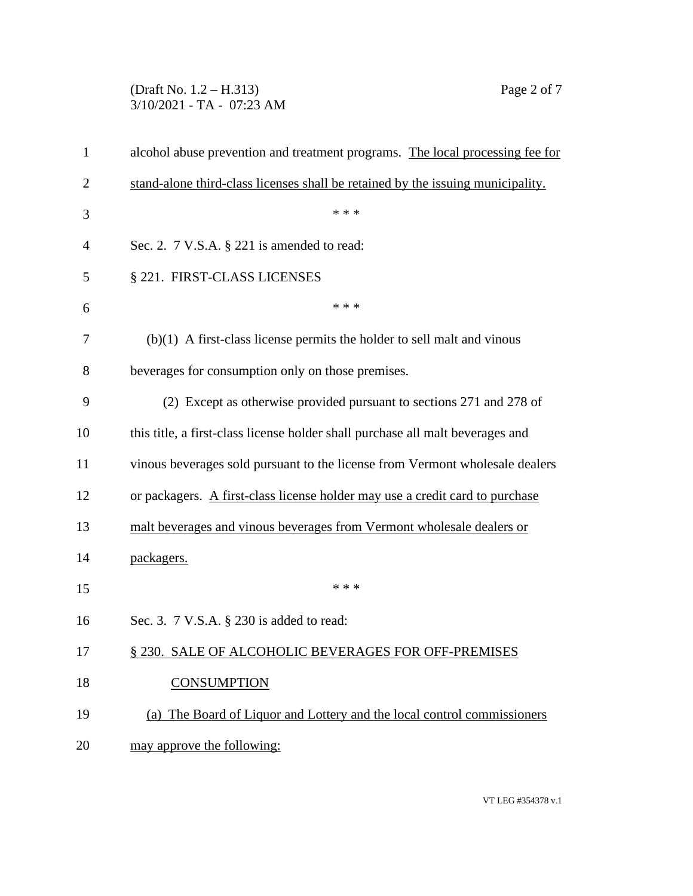alcohol abuse prevention and treatment programs. <u>The local processing fee for stand-alone third-class licenses shall be retained by the issuing municipality.</u>

\* \* \*

Sec. 2. 7 V.S.A. § 221 is amended to read:

§ 221. FIRST-CLASS LICENSES

\* \* \*

(b)(1) A first-class license permits the holder to sell malt and vinous beverages for consumption only on those premises.

(2) Except as otherwise provided pursuant to sections 271 and 278 of this title, a first-class license holder shall purchase all malt beverages and vinous beverages sold pursuant to the license from Vermont wholesale dealers or packagers. <u>A first-class license holder may use a credit card to purchase malt beverages and vinous beverages from Vermont wholesale dealers or packagers.</u>

\* \* \*

Sec. 3. 7 V.S.A. § 230 is added to read:

<u>§ 230. SALE OF ALCOHOLIC BEVERAGES FOR OFF-PREMISES CONSUMPTION</u>

<u>(a) The Board of Liquor and Lottery and the local control commissioners may approve the following:</u>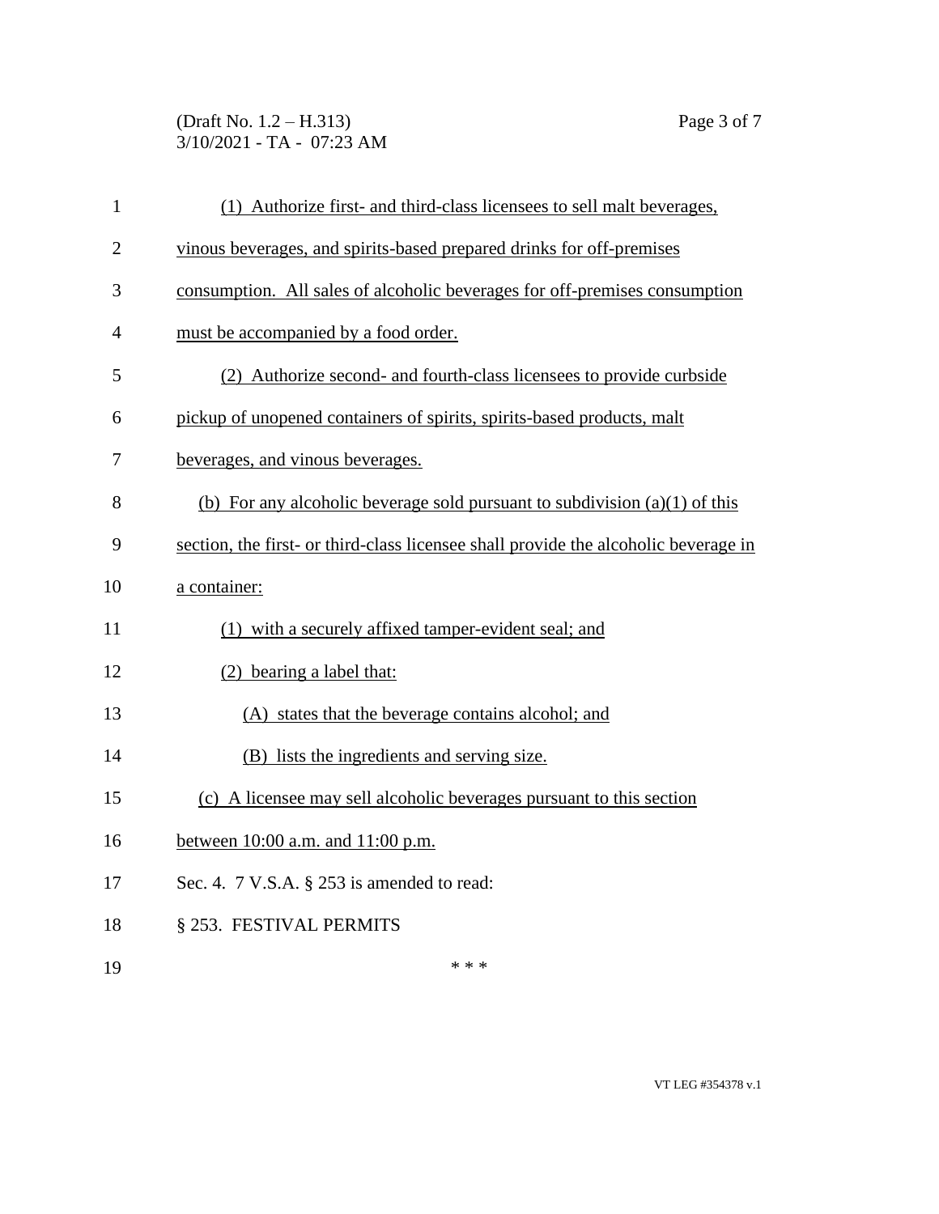(1) Authorize first- and third-class licensees to sell malt beverages, vinous beverages, and spirits-based prepared drinks for off-premises consumption. All sales of alcoholic beverages for off-premises consumption must be accompanied by a food order.

(2) Authorize second- and fourth-class licensees to provide curbside pickup of unopened containers of spirits, spirits-based products, malt beverages, and vinous beverages.

(b) For any alcoholic beverage sold pursuant to subdivision (a)(1) of this section, the first- or third-class licensee shall provide the alcoholic beverage in a container:

(1) with a securely affixed tamper-evident seal; and

(2) bearing a label that:

(A) states that the beverage contains alcohol; and

(B) lists the ingredients and serving size.

(c) A licensee may sell alcoholic beverages pursuant to this section between 10:00 a.m. and 11:00 p.m.

Sec. 4. 7 V.S.A. § 253 is amended to read:

§ 253. FESTIVAL PERMITS

* * *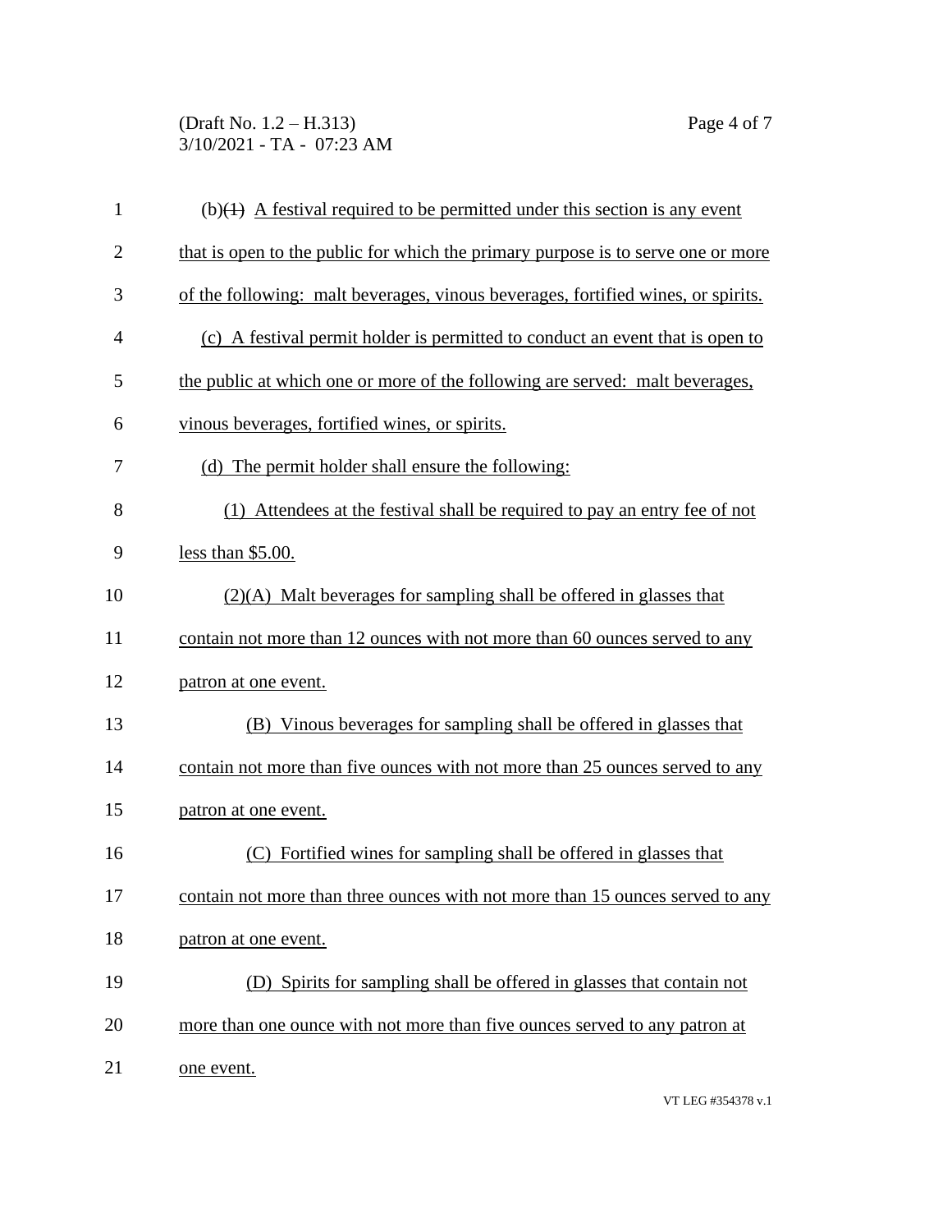(b)~~(1)~~ A festival required to be permitted under this section is any event that is open to the public for which the primary purpose is to serve one or more of the following: malt beverages, vinous beverages, fortified wines, or spirits.

(c) A festival permit holder is permitted to conduct an event that is open to the public at which one or more of the following are served: malt beverages, vinous beverages, fortified wines, or spirits.

(d) The permit holder shall ensure the following:

(1) Attendees at the festival shall be required to pay an entry fee of not less than $5.00.

(2)(A) Malt beverages for sampling shall be offered in glasses that contain not more than 12 ounces with not more than 60 ounces served to any patron at one event.

(B) Vinous beverages for sampling shall be offered in glasses that contain not more than five ounces with not more than 25 ounces served to any patron at one event.

(C) Fortified wines for sampling shall be offered in glasses that contain not more than three ounces with not more than 15 ounces served to any patron at one event.

(D) Spirits for sampling shall be offered in glasses that contain not more than one ounce with not more than five ounces served to any patron at one event.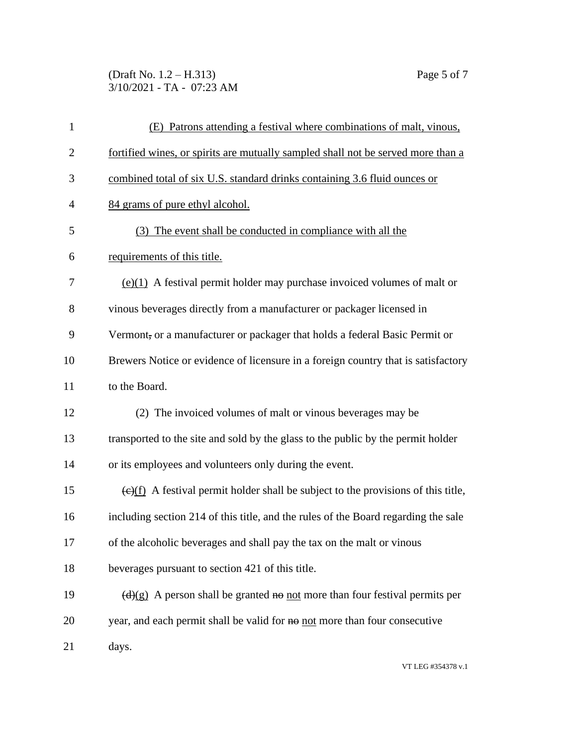(E) Patrons attending a festival where combinations of malt, vinous, fortified wines, or spirits are mutually sampled shall not be served more than a combined total of six U.S. standard drinks containing 3.6 fluid ounces or 84 grams of pure ethyl alcohol.

(3) The event shall be conducted in compliance with all the requirements of this title.

(e)(1) A festival permit holder may purchase invoiced volumes of malt or vinous beverages directly from a manufacturer or packager licensed in Vermont~~,~~ or a manufacturer or packager that holds a federal Basic Permit or Brewers Notice or evidence of licensure in a foreign country that is satisfactory to the Board.

(2) The invoiced volumes of malt or vinous beverages may be transported to the site and sold by the glass to the public by the permit holder or its employees and volunteers only during the event.

~~(c)~~(f) A festival permit holder shall be subject to the provisions of this title, including section 214 of this title, and the rules of the Board regarding the sale of the alcoholic beverages and shall pay the tax on the malt or vinous beverages pursuant to section 421 of this title.

~~(d)~~(g) A person shall be granted ~~no~~ not more than four festival permits per year, and each permit shall be valid for ~~no~~ not more than four consecutive days.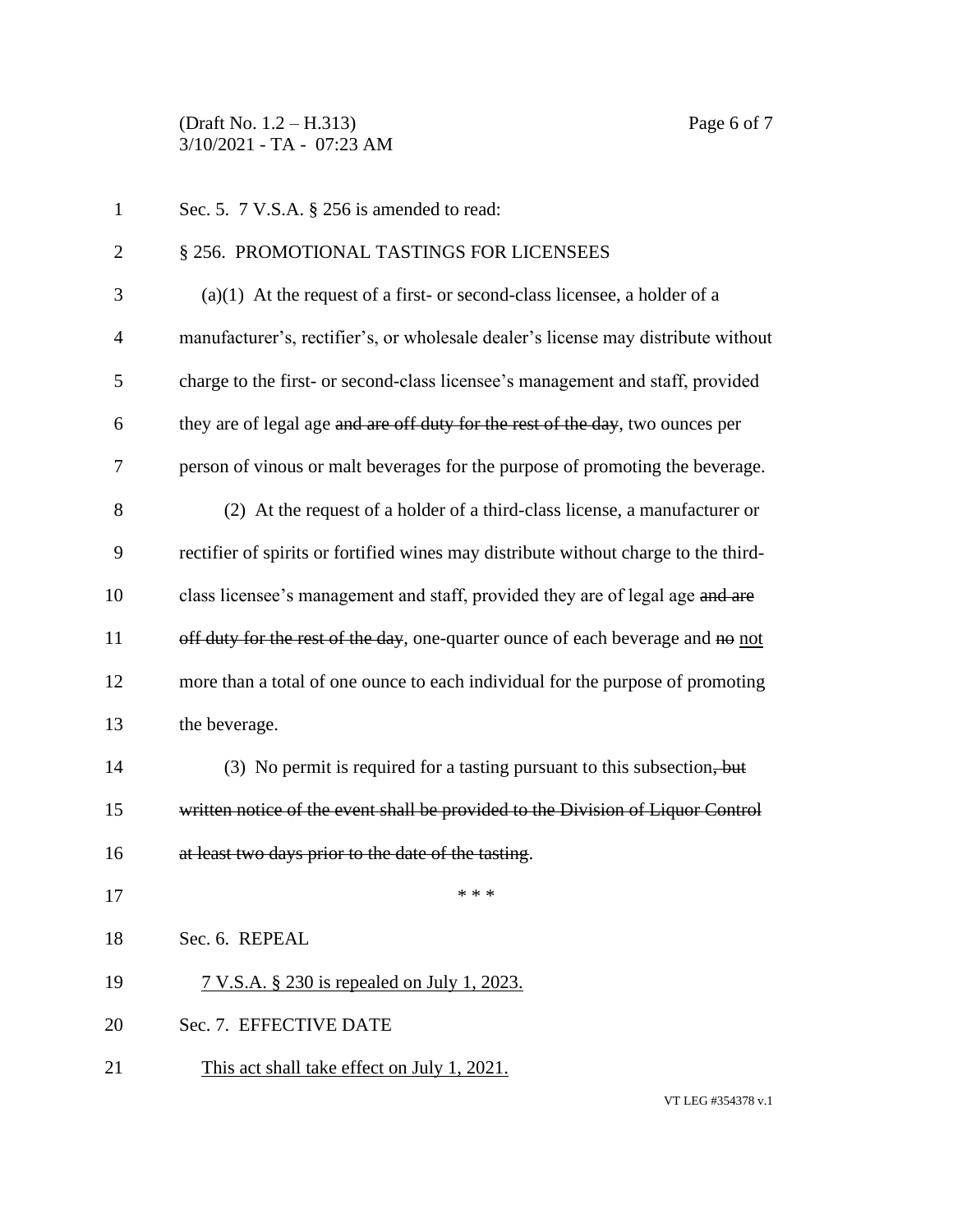Sec. 5. 7 V.S.A. § 256 is amended to read:

§ 256. PROMOTIONAL TASTINGS FOR LICENSEES

(a)(1) At the request of a first- or second-class licensee, a holder of a manufacturer's, rectifier's, or wholesale dealer's license may distribute without charge to the first- or second-class licensee's management and staff, provided they are of legal age ~~and are off duty for the rest of the day~~, two ounces per person of vinous or malt beverages for the purpose of promoting the beverage.

(2) At the request of a holder of a third-class license, a manufacturer or rectifier of spirits or fortified wines may distribute without charge to the third-class licensee's management and staff, provided they are of legal age ~~and are off duty for the rest of the day~~, one-quarter ounce of each beverage and ~~no~~ <u>not</u> more than a total of one ounce to each individual for the purpose of promoting the beverage.

(3) No permit is required for a tasting pursuant to this subsection~~, but written notice of the event shall be provided to the Division of Liquor Control at least two days prior to the date of the tasting~~.

\* \* \*

Sec. 6. REPEAL

<u>7 V.S.A. § 230 is repealed on July 1, 2023.</u>

Sec. 7. EFFECTIVE DATE

<u>This act shall take effect on July 1, 2021.</u>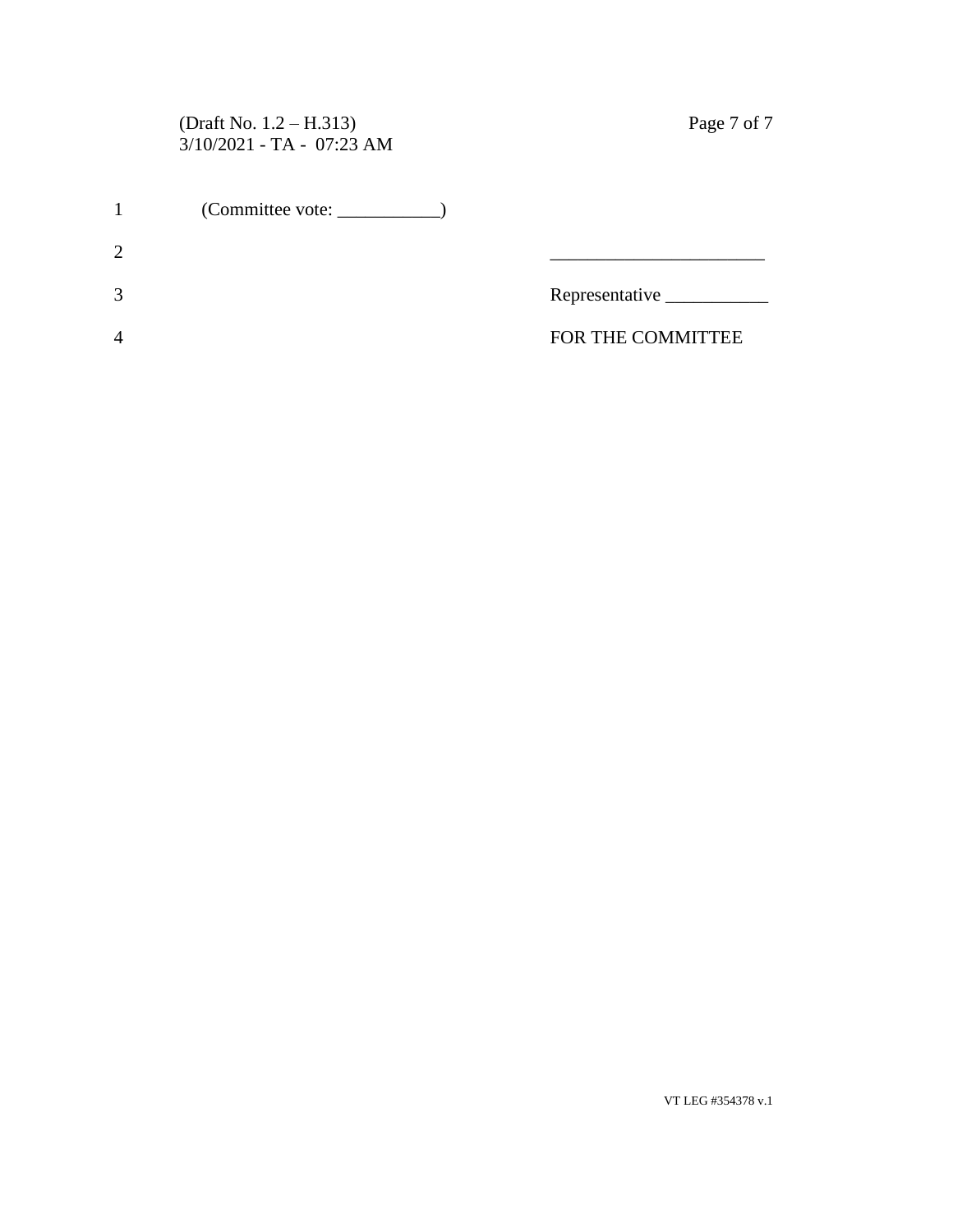(Committee vote: ___________)

_______________________

Representative ___________

FOR THE COMMITTEE